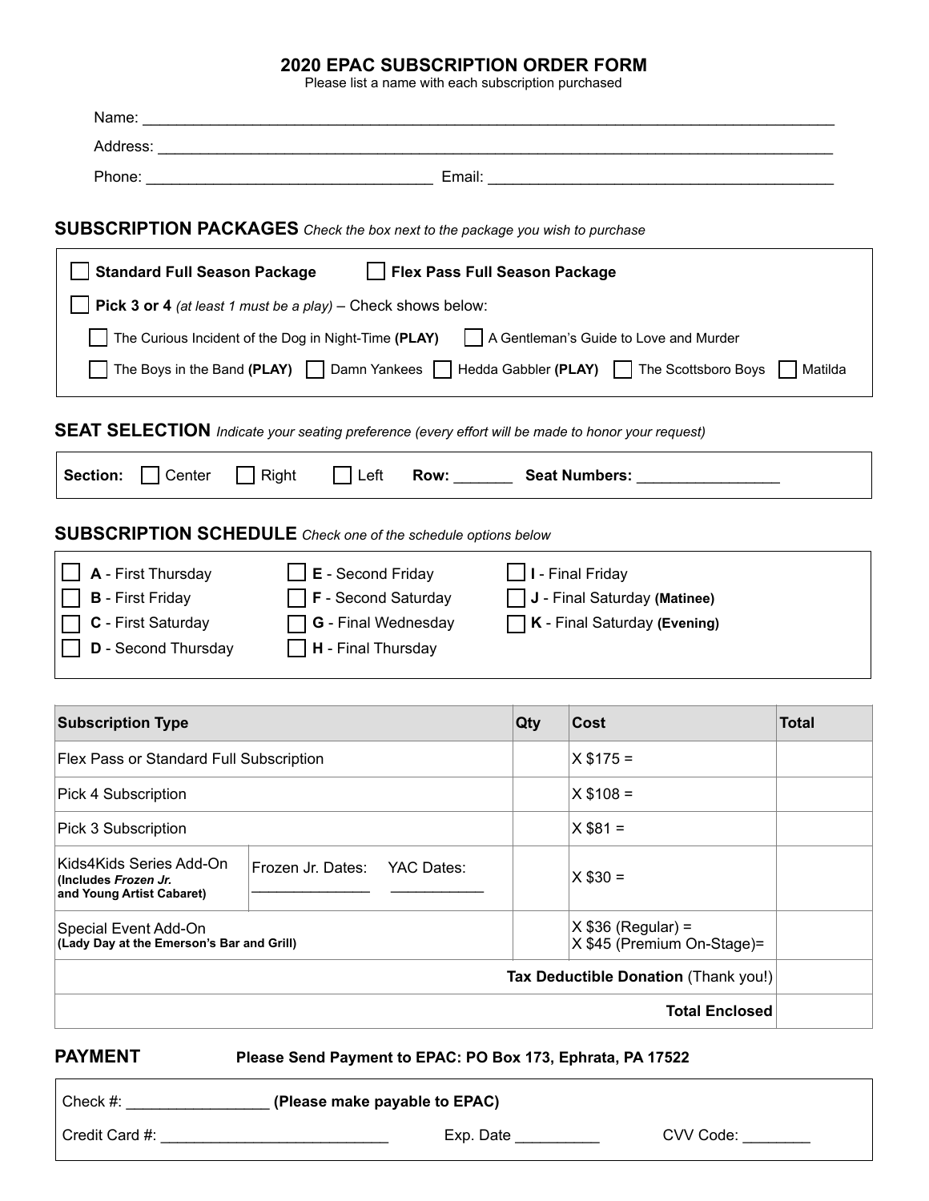# 2020 EPAC SUBSCRIPTION ORDER FORM

Please list a name with each subscription purchased

Name: ______________________________________________________________________________

Address: ____________________________________________________________________________

Phone: _________________________________ Email: ________________________________________

## SUBSCRIPTION PACKAGES *Check the box next to the package you wish to purchase*

☐ **Standard Full Season Package** ☐ **Flex Pass Full Season Package**

☐ **Pick 3 or 4** *(at least 1 must be a play)* – Check shows below:

- ☐ The Curious Incident of the Dog in Night-Time **(PLAY)**
- ☐ A Gentleman's Guide to Love and Murder
- ☐ The Boys in the Band **(PLAY)**
- ☐ Damn Yankees
- ☐ Hedda Gabbler **(PLAY)**
- ☐ The Scottsboro Boys
- ☐ Matilda

## SEAT SELECTION *Indicate your seating preference (every effort will be made to honor your request)*

**Section:** ☐ Center ☐ Right ☐ Left **Row:** _______ **Seat Numbers:** ________________

## SUBSCRIPTION SCHEDULE *Check one of the schedule options below*

- ☐ **A** - First Thursday
- ☐ **B** - First Friday
- ☐ **C** - First Saturday
- ☐ **D** - Second Thursday
- ☐ **E** - Second Friday
- ☐ **F** - Second Saturday
- ☐ **G** - Final Wednesday
- ☐ **H** - Final Thursday
- ☐ **I** - Final Friday
- ☐ **J** - Final Saturday **(Matinee)**
- ☐ **K** - Final Saturday **(Evening)**

| **Subscription Type** | | **Qty** | **Cost** | **Total** |
|---|---|---|---|---|
| Flex Pass or Standard Full Subscription | | | X $175 = | |
| Pick 4 Subscription | | | X $108 = | |
| Pick 3 Subscription | | | X $81 = | |
| Kids4Kids Series Add-On **(Includes *Frozen Jr.* and Young Artist Cabaret)** | Frozen Jr. Dates: ______________ YAC Dates: ___________ | | X $30 = | |
| Special Event Add-On **(Lady Day at the Emerson's Bar and Grill)** | | | X $36 (Regular) = X $45 (Premium On-Stage)= | |
| | | | **Tax Deductible Donation** (Thank you!) | |
| | | | **Total Enclosed** | |

## PAYMENT

**Please Send Payment to EPAC: PO Box 173, Ephrata, PA 17522**

Check #: ________________ **(Please make payable to EPAC)**

Credit Card #: __________________________ Exp. Date __________ CVV Code: ________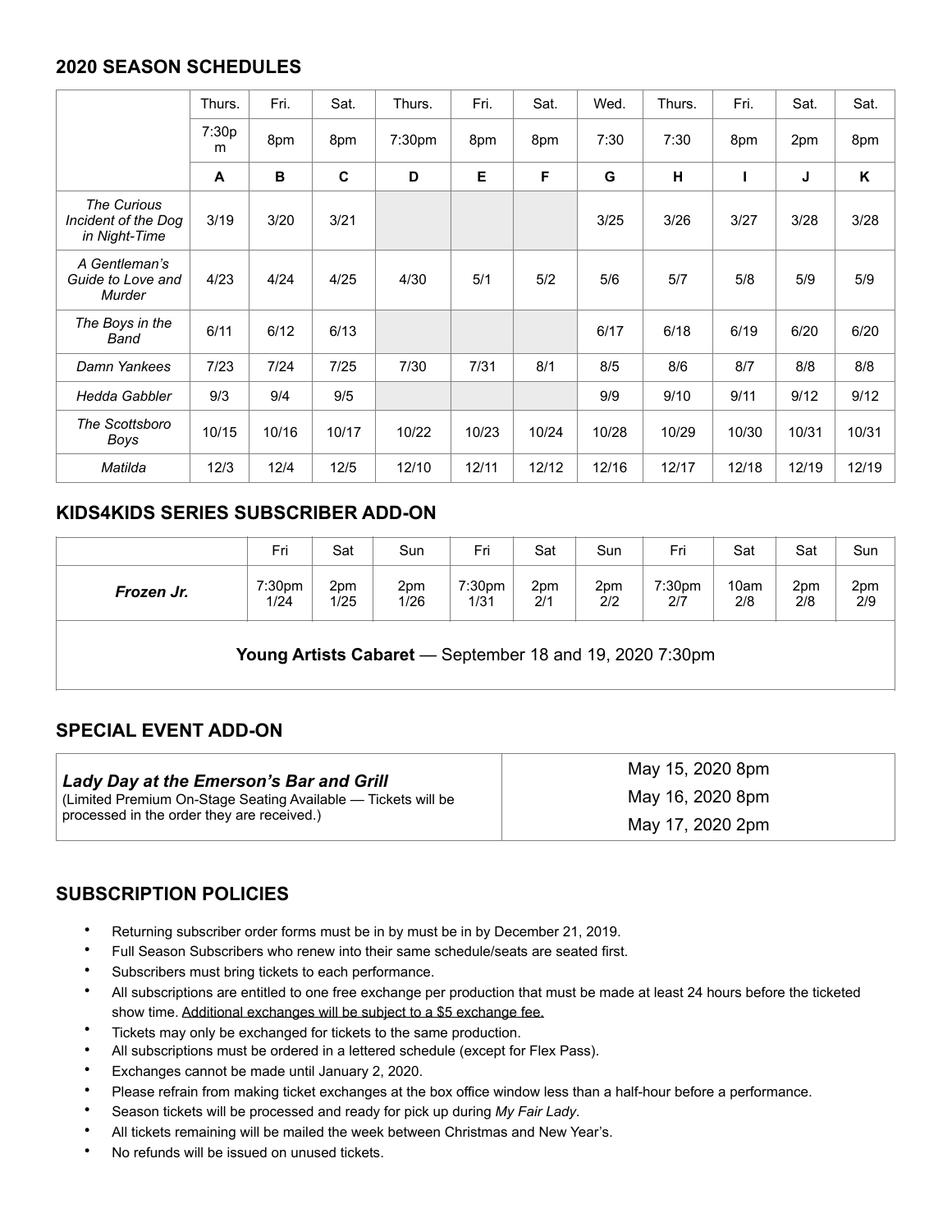## 2020 SEASON SCHEDULES

| | Thurs. | Fri. | Sat. | Thurs. | Fri. | Sat. | Wed. | Thurs. | Fri. | Sat. | Sat. |
|---|---|---|---|---|---|---|---|---|---|---|---|
| | 7:30pm | 8pm | 8pm | 7:30pm | 8pm | 8pm | 7:30 | 7:30 | 8pm | 2pm | 8pm |
| | **A** | **B** | **C** | **D** | **E** | **F** | **G** | **H** | **I** | **J** | **K** |
| *The Curious Incident of the Dog in Night-Time* | 3/19 | 3/20 | 3/21 | | | | 3/25 | 3/26 | 3/27 | 3/28 | 3/28 |
| *A Gentleman's Guide to Love and Murder* | 4/23 | 4/24 | 4/25 | 4/30 | 5/1 | 5/2 | 5/6 | 5/7 | 5/8 | 5/9 | 5/9 |
| *The Boys in the Band* | 6/11 | 6/12 | 6/13 | | | | 6/17 | 6/18 | 6/19 | 6/20 | 6/20 |
| *Damn Yankees* | 7/23 | 7/24 | 7/25 | 7/30 | 7/31 | 8/1 | 8/5 | 8/6 | 8/7 | 8/8 | 8/8 |
| *Hedda Gabbler* | 9/3 | 9/4 | 9/5 | | | | 9/9 | 9/10 | 9/11 | 9/12 | 9/12 |
| *The Scottsboro Boys* | 10/15 | 10/16 | 10/17 | 10/22 | 10/23 | 10/24 | 10/28 | 10/29 | 10/30 | 10/31 | 10/31 |
| *Matilda* | 12/3 | 12/4 | 12/5 | 12/10 | 12/11 | 12/12 | 12/16 | 12/17 | 12/18 | 12/19 | 12/19 |

## KIDS4KIDS SERIES SUBSCRIBER ADD-ON

| | Fri | Sat | Sun | Fri | Sat | Sun | Fri | Sat | Sat | Sun |
|---|---|---|---|---|---|---|---|---|---|---|
| ***Frozen Jr.*** | 7:30pm 1/24 | 2pm 1/25 | 2pm 1/26 | 7:30pm 1/31 | 2pm 2/1 | 2pm 2/2 | 7:30pm 2/7 | 10am 2/8 | 2pm 2/8 | 2pm 2/9 |

**Young Artists Cabaret** — September 18 and 19, 2020 7:30pm

## SPECIAL EVENT ADD-ON

| | |
|---|---|
| ***Lady Day at the Emerson's Bar and Grill*** (Limited Premium On-Stage Seating Available — Tickets will be processed in the order they are received.) | May 15, 2020 8pm<br>May 16, 2020 8pm<br>May 17, 2020 2pm |

## SUBSCRIPTION POLICIES

- Returning subscriber order forms must be in by must be in by December 21, 2019.
- Full Season Subscribers who renew into their same schedule/seats are seated first.
- Subscribers must bring tickets to each performance.
- All subscriptions are entitled to one free exchange per production that must be made at least 24 hours before the ticketed show time. Additional exchanges will be subject to a $5 exchange fee.
- Tickets may only be exchanged for tickets to the same production.
- All subscriptions must be ordered in a lettered schedule (except for Flex Pass).
- Exchanges cannot be made until January 2, 2020.
- Please refrain from making ticket exchanges at the box office window less than a half-hour before a performance.
- Season tickets will be processed and ready for pick up during *My Fair Lady*.
- All tickets remaining will be mailed the week between Christmas and New Year's.
- No refunds will be issued on unused tickets.